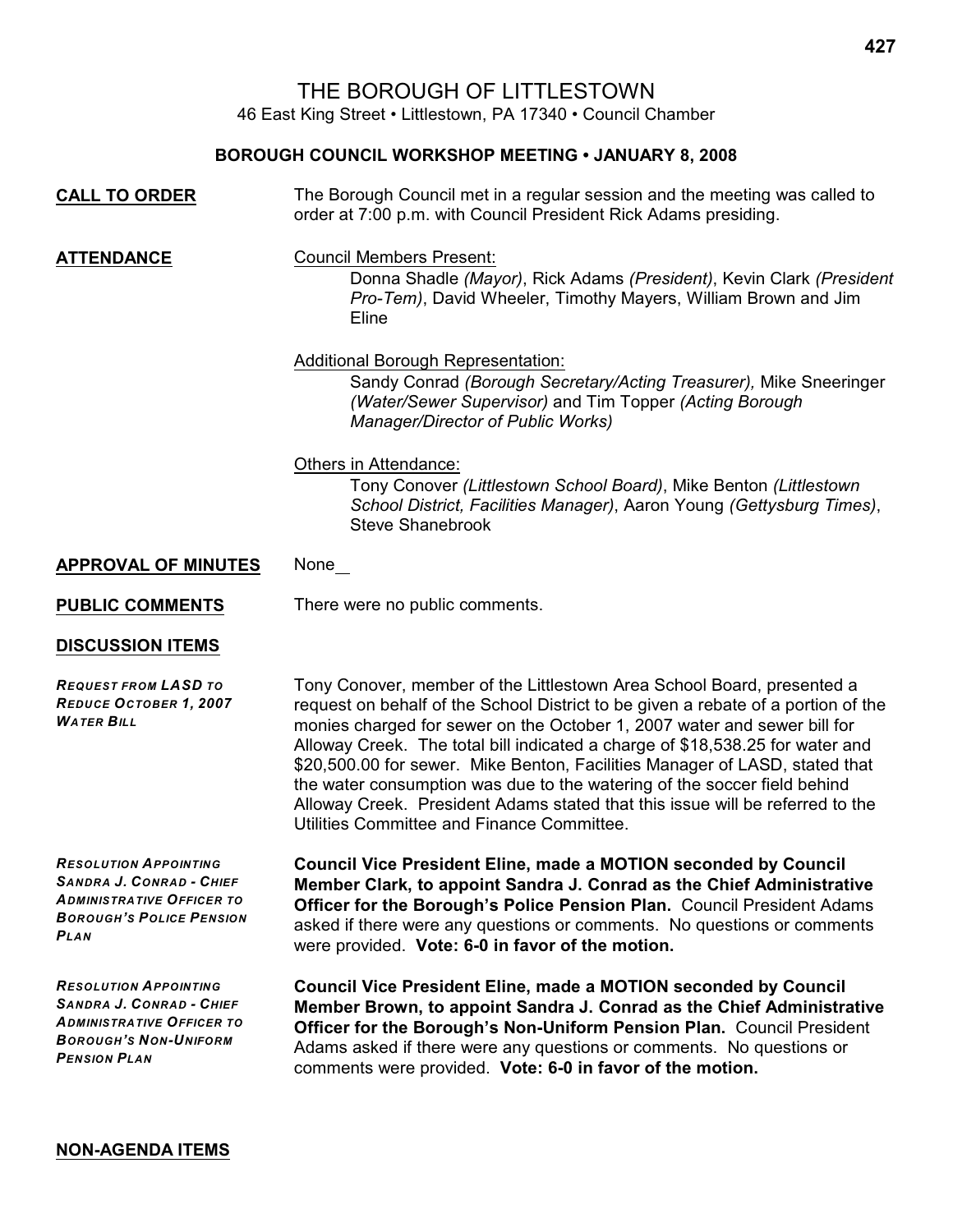# THE BOROUGH OF LITTLESTOWN

46 East King Street • Littlestown, PA 17340 • Council Chamber

## BOROUGH COUNCIL WORKSHOP MEETING • JANUARY 8, 2008

**CALL TO ORDER**

The Borough Council met in a regular session and the meeting was called to order at 7:00 p.m. with Council President Rick Adams presiding.

**ATTENDANCE**

Council Members Present:

Donna Shadle *(Mayor)*, Rick Adams *(President)*, Kevin Clark *(President Pro-Tem)*, David Wheeler, Timothy Mayers, William Brown and Jim Eline

Additional Borough Representation:

Sandy Conrad *(Borough Secretary/Acting Treasurer),* Mike Sneeringer *(Water/Sewer Supervisor)* and Tim Topper *(Acting Borough Manager/Director of Public Works)*

Others in Attendance:

Tony Conover *(Littlestown School Board)*, Mike Benton *(Littlestown School District, Facilities Manager)*, Aaron Young *(Gettysburg Times)*, Steve Shanebrook

**APPROVAL OF MINUTES**

None

**PUBLIC COMMENTS**

There were no public comments.

**DISCUSSION ITEMS**

*REQUEST FROM LASD TO REDUCE OCTOBER 1, 2007 WATER BILL*

Tony Conover, member of the Littlestown Area School Board, presented a request on behalf of the School District to be given a rebate of a portion of the monies charged for sewer on the October 1, 2007 water and sewer bill for Alloway Creek. The total bill indicated a charge of $18,538.25 for water and $20,500.00 for sewer. Mike Benton, Facilities Manager of LASD, stated that the water consumption was due to the watering of the soccer field behind Alloway Creek. President Adams stated that this issue will be referred to the Utilities Committee and Finance Committee.

*RESOLUTION APPOINTING SANDRA J. CONRAD - CHIEF ADMINISTRATIVE OFFICER TO BOROUGH'S POLICE PENSION PLAN*

**Council Vice President Eline, made a MOTION seconded by Council Member Clark, to appoint Sandra J. Conrad as the Chief Administrative Officer for the Borough's Police Pension Plan.** Council President Adams asked if there were any questions or comments. No questions or comments were provided. **Vote: 6-0 in favor of the motion.**

*RESOLUTION APPOINTING SANDRA J. CONRAD - CHIEF ADMINISTRATIVE OFFICER TO BOROUGH'S NON-UNIFORM PENSION PLAN*

**Council Vice President Eline, made a MOTION seconded by Council Member Brown, to appoint Sandra J. Conrad as the Chief Administrative Officer for the Borough's Non-Uniform Pension Plan.** Council President Adams asked if there were any questions or comments. No questions or comments were provided. **Vote: 6-0 in favor of the motion.**

**NON-AGENDA ITEMS**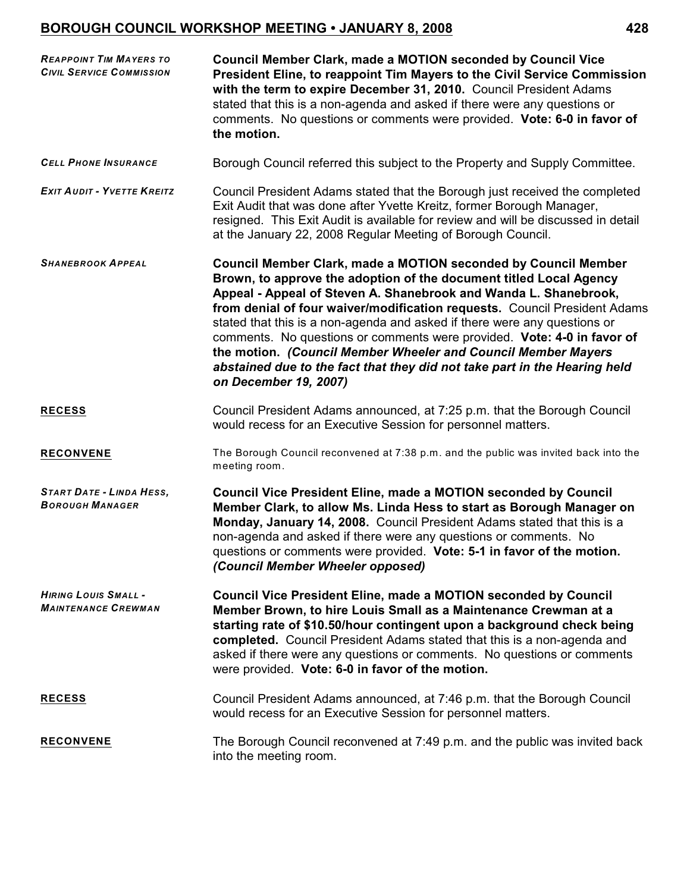***REAPPOINT TIM MAYERS TO CIVIL SERVICE COMMISSION***

**Council Member Clark, made a MOTION seconded by Council Vice President Eline, to reappoint Tim Mayers to the Civil Service Commission with the term to expire December 31, 2010.** Council President Adams stated that this is a non-agenda and asked if there were any questions or comments. No questions or comments were provided. **Vote: 6-0 in favor of the motion.**

***CELL PHONE INSURANCE***

Borough Council referred this subject to the Property and Supply Committee.

***EXIT AUDIT - YVETTE KREITZ***

Council President Adams stated that the Borough just received the completed Exit Audit that was done after Yvette Kreitz, former Borough Manager, resigned. This Exit Audit is available for review and will be discussed in detail at the January 22, 2008 Regular Meeting of Borough Council.

***SHANEBROOK APPEAL***

**Council Member Clark, made a MOTION seconded by Council Member Brown, to approve the adoption of the document titled Local Agency Appeal - Appeal of Steven A. Shanebrook and Wanda L. Shanebrook, from denial of four waiver/modification requests.** Council President Adams stated that this is a non-agenda and asked if there were any questions or comments. No questions or comments were provided. **Vote: 4-0 in favor of the motion.** ***(Council Member Wheeler and Council Member Mayers abstained due to the fact that they did not take part in the Hearing held on December 19, 2007)***

**RECESS**

Council President Adams announced, at 7:25 p.m. that the Borough Council would recess for an Executive Session for personnel matters.

**RECONVENE**

The Borough Council reconvened at 7:38 p.m. and the public was invited back into the meeting room.

***START DATE - LINDA HESS, BOROUGH MANAGER***

**Council Vice President Eline, made a MOTION seconded by Council Member Clark, to allow Ms. Linda Hess to start as Borough Manager on Monday, January 14, 2008.** Council President Adams stated that this is a non-agenda and asked if there were any questions or comments. No questions or comments were provided. **Vote: 5-1 in favor of the motion.** ***(Council Member Wheeler opposed)***

***HIRING LOUIS SMALL - MAINTENANCE CREWMAN***

**Council Vice President Eline, made a MOTION seconded by Council Member Brown, to hire Louis Small as a Maintenance Crewman at a starting rate of $10.50/hour contingent upon a background check being completed.** Council President Adams stated that this is a non-agenda and asked if there were any questions or comments. No questions or comments were provided. **Vote: 6-0 in favor of the motion.**

**RECESS**

Council President Adams announced, at 7:46 p.m. that the Borough Council would recess for an Executive Session for personnel matters.

**RECONVENE**

The Borough Council reconvened at 7:49 p.m. and the public was invited back into the meeting room.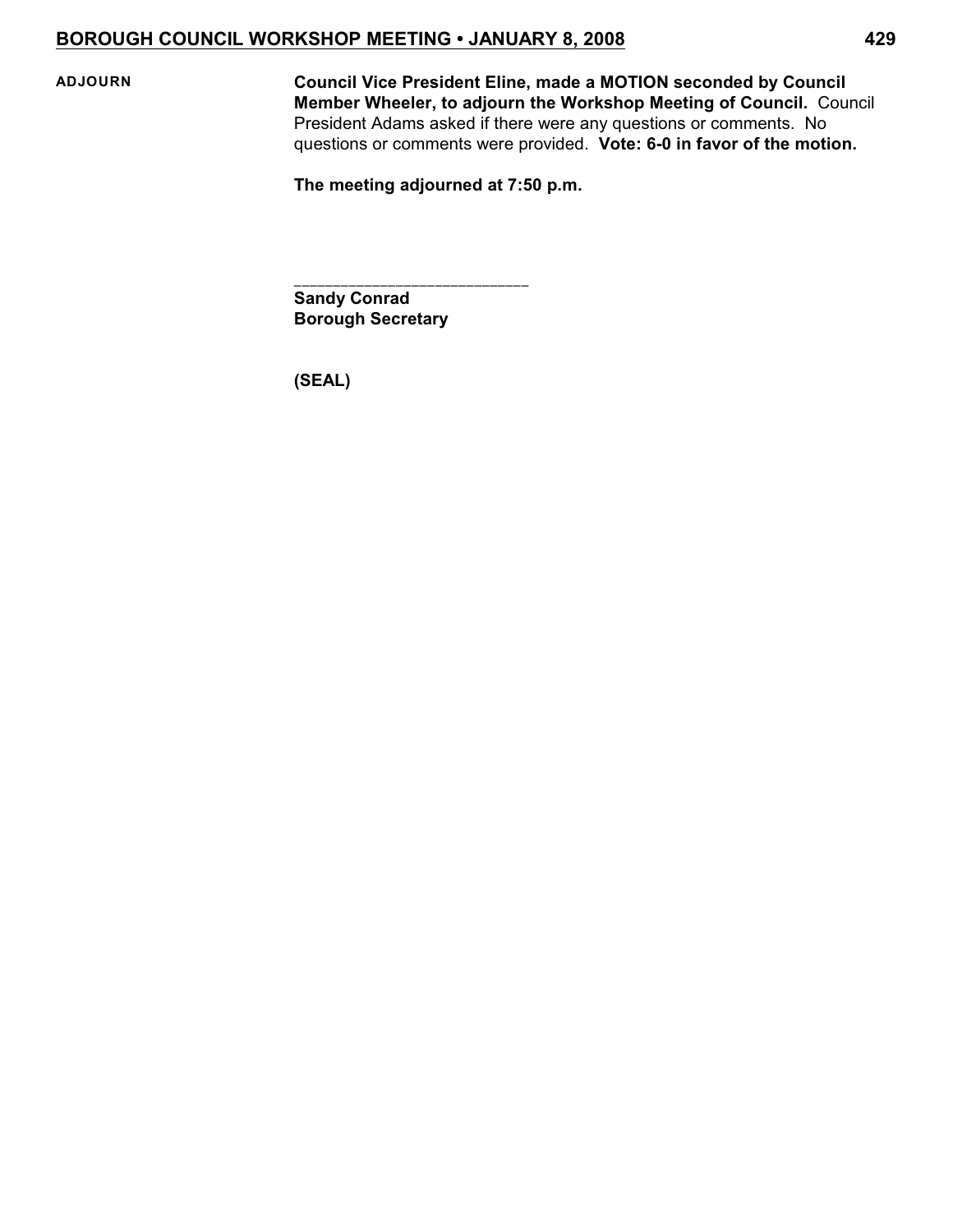**ADJOURN**

**Council Vice President Eline, made a MOTION seconded by Council Member Wheeler, to adjourn the Workshop Meeting of Council.** Council President Adams asked if there were any questions or comments. No questions or comments were provided. **Vote: 6-0 in favor of the motion.**

**The meeting adjourned at 7:50 p.m.**

\_\_\_\_\_\_\_\_\_\_\_\_\_\_\_\_\_\_\_\_\_\_\_\_\_\_\_\_

**Sandy Conrad**
**Borough Secretary**

**(SEAL)**